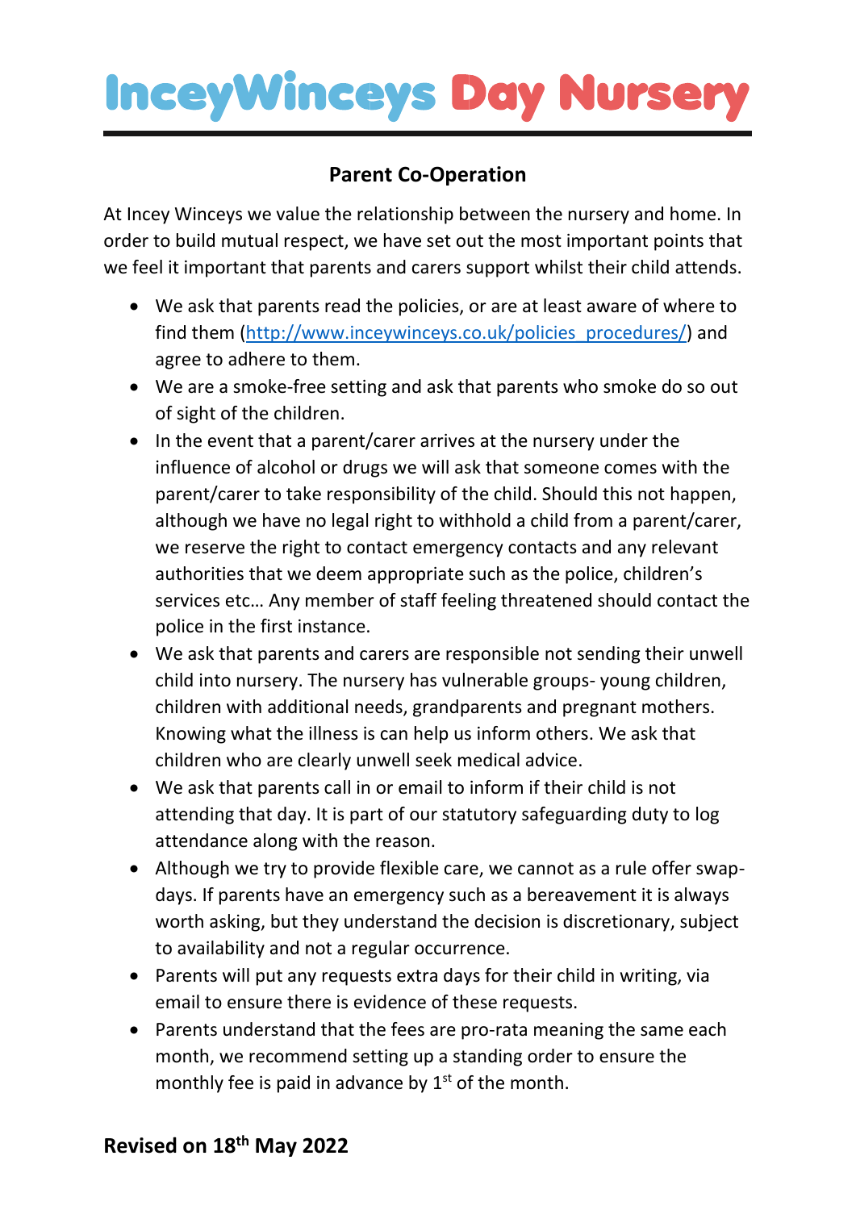# InceyWinceys Day Nursery

## Parent Co-Operation

At Incey Winceys we value the relationship between the nursery and home. In order to build mutual respect, we have set out the most important points that we feel it important that parents and carers support whilst their child attends.

- We ask that parents read the policies, or are at least aware of where to find them (http://www.inceywinceys.co.uk/policies_procedures/) and agree to adhere to them.
- We are a smoke-free setting and ask that parents who smoke do so out of sight of the children.
- In the event that a parent/carer arrives at the nursery under the influence of alcohol or drugs we will ask that someone comes with the parent/carer to take responsibility of the child. Should this not happen, although we have no legal right to withhold a child from a parent/carer, we reserve the right to contact emergency contacts and any relevant authorities that we deem appropriate such as the police, children's services etc… Any member of staff feeling threatened should contact the police in the first instance.
- We ask that parents and carers are responsible not sending their unwell child into nursery. The nursery has vulnerable groups- young children, children with additional needs, grandparents and pregnant mothers. Knowing what the illness is can help us inform others. We ask that children who are clearly unwell seek medical advice.
- We ask that parents call in or email to inform if their child is not attending that day. It is part of our statutory safeguarding duty to log attendance along with the reason.
- Although we try to provide flexible care, we cannot as a rule offer swap-days. If parents have an emergency such as a bereavement it is always worth asking, but they understand the decision is discretionary, subject to availability and not a regular occurrence.
- Parents will put any requests extra days for their child in writing, via email to ensure there is evidence of these requests.
- Parents understand that the fees are pro-rata meaning the same each month, we recommend setting up a standing order to ensure the monthly fee is paid in advance by 1st of the month.

**Revised on 18th May 2022**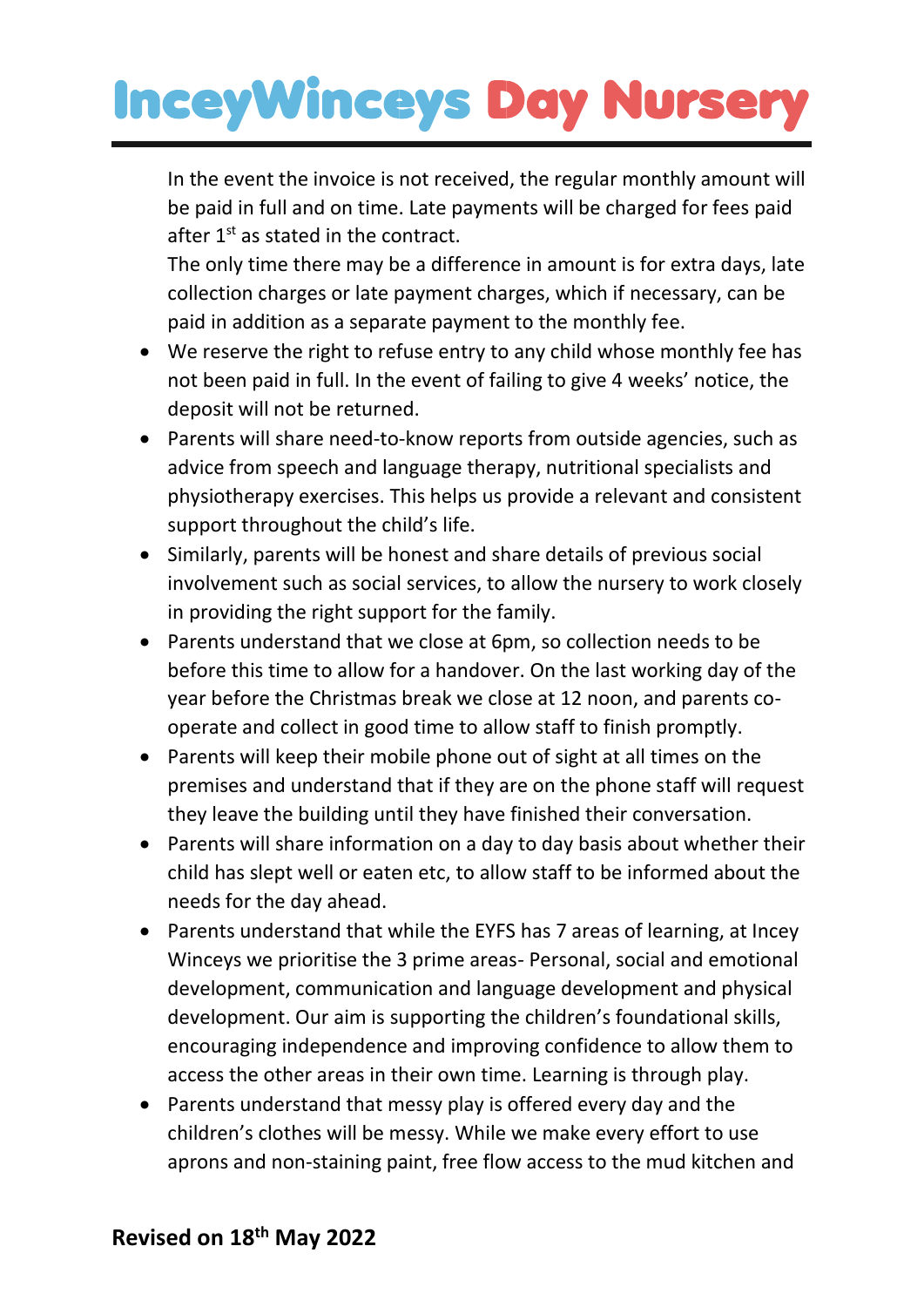In the event the invoice is not received, the regular monthly amount will be paid in full and on time. Late payments will be charged for fees paid after 1st as stated in the contract.
The only time there may be a difference in amount is for extra days, late collection charges or late payment charges, which if necessary, can be paid in addition as a separate payment to the monthly fee.

- We reserve the right to refuse entry to any child whose monthly fee has not been paid in full. In the event of failing to give 4 weeks' notice, the deposit will not be returned.
- Parents will share need-to-know reports from outside agencies, such as advice from speech and language therapy, nutritional specialists and physiotherapy exercises. This helps us provide a relevant and consistent support throughout the child's life.
- Similarly, parents will be honest and share details of previous social involvement such as social services, to allow the nursery to work closely in providing the right support for the family.
- Parents understand that we close at 6pm, so collection needs to be before this time to allow for a handover. On the last working day of the year before the Christmas break we close at 12 noon, and parents co-operate and collect in good time to allow staff to finish promptly.
- Parents will keep their mobile phone out of sight at all times on the premises and understand that if they are on the phone staff will request they leave the building until they have finished their conversation.
- Parents will share information on a day to day basis about whether their child has slept well or eaten etc, to allow staff to be informed about the needs for the day ahead.
- Parents understand that while the EYFS has 7 areas of learning, at Incey Winceys we prioritise the 3 prime areas- Personal, social and emotional development, communication and language development and physical development. Our aim is supporting the children's foundational skills, encouraging independence and improving confidence to allow them to access the other areas in their own time. Learning is through play.
- Parents understand that messy play is offered every day and the children's clothes will be messy. While we make every effort to use aprons and non-staining paint, free flow access to the mud kitchen and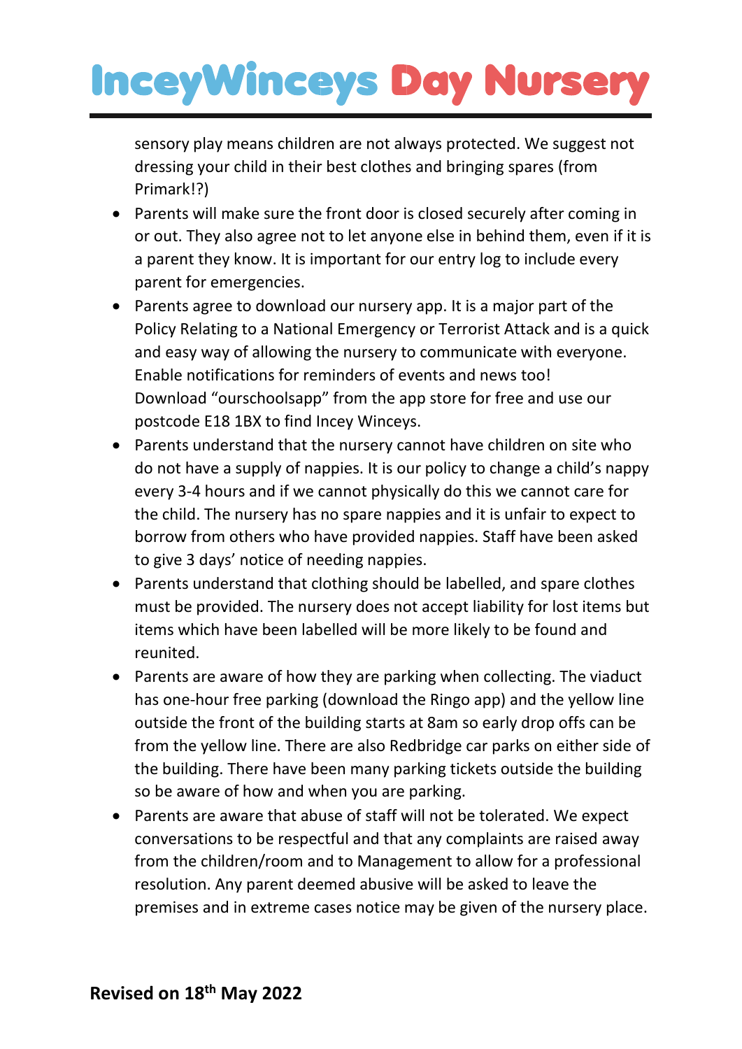sensory play means children are not always protected. We suggest not dressing your child in their best clothes and bringing spares (from Primark!?)

- Parents will make sure the front door is closed securely after coming in or out. They also agree not to let anyone else in behind them, even if it is a parent they know. It is important for our entry log to include every parent for emergencies.
- Parents agree to download our nursery app. It is a major part of the Policy Relating to a National Emergency or Terrorist Attack and is a quick and easy way of allowing the nursery to communicate with everyone. Enable notifications for reminders of events and news too! Download "ourschoolsapp" from the app store for free and use our postcode E18 1BX to find Incey Winceys.
- Parents understand that the nursery cannot have children on site who do not have a supply of nappies. It is our policy to change a child's nappy every 3-4 hours and if we cannot physically do this we cannot care for the child. The nursery has no spare nappies and it is unfair to expect to borrow from others who have provided nappies. Staff have been asked to give 3 days' notice of needing nappies.
- Parents understand that clothing should be labelled, and spare clothes must be provided. The nursery does not accept liability for lost items but items which have been labelled will be more likely to be found and reunited.
- Parents are aware of how they are parking when collecting. The viaduct has one-hour free parking (download the Ringo app) and the yellow line outside the front of the building starts at 8am so early drop offs can be from the yellow line. There are also Redbridge car parks on either side of the building. There have been many parking tickets outside the building so be aware of how and when you are parking.
- Parents are aware that abuse of staff will not be tolerated. We expect conversations to be respectful and that any complaints are raised away from the children/room and to Management to allow for a professional resolution. Any parent deemed abusive will be asked to leave the premises and in extreme cases notice may be given of the nursery place.

**Revised on 18th May 2022**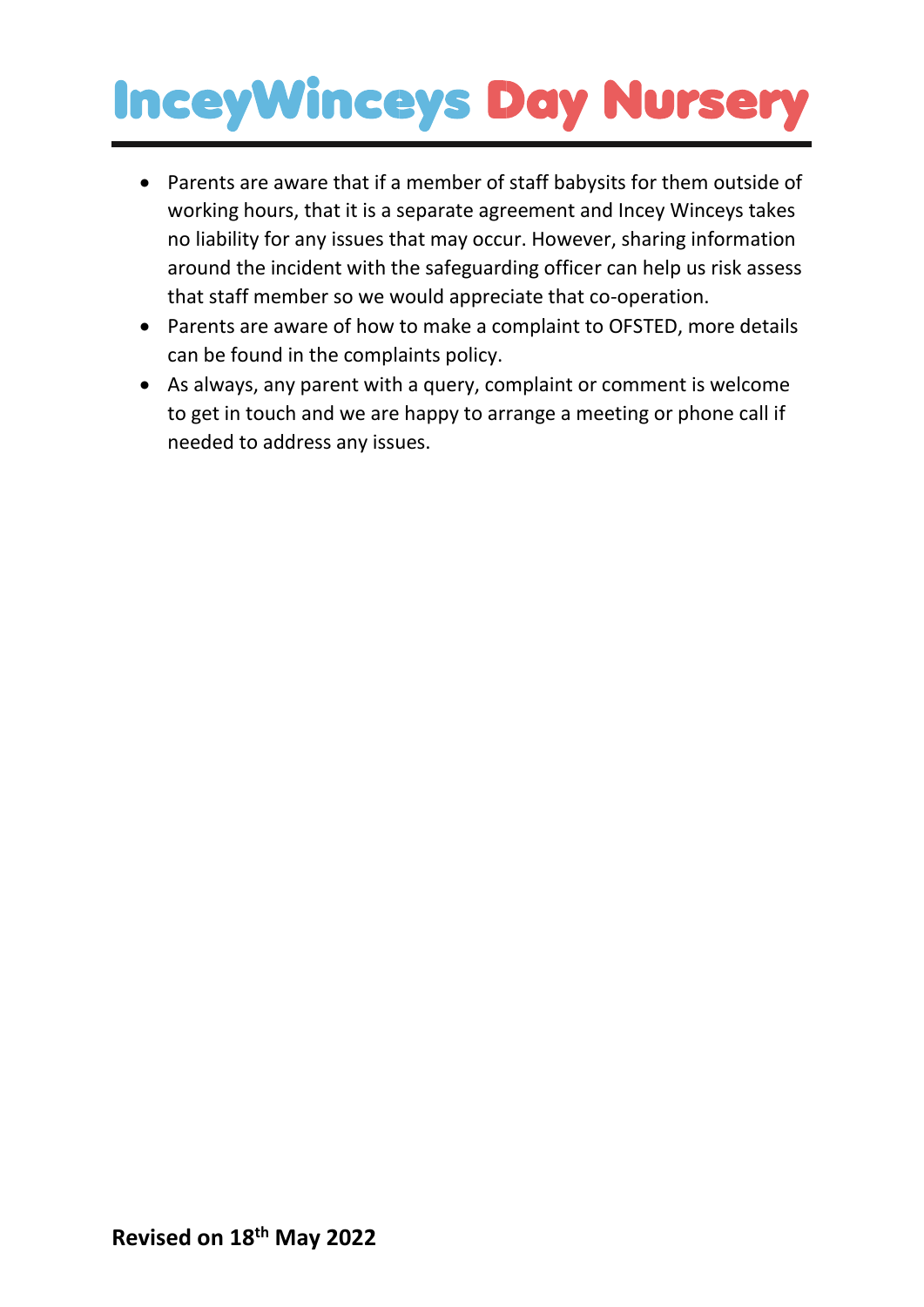- Parents are aware that if a member of staff babysits for them outside of working hours, that it is a separate agreement and Incey Winceys takes no liability for any issues that may occur. However, sharing information around the incident with the safeguarding officer can help us risk assess that staff member so we would appreciate that co-operation.
- Parents are aware of how to make a complaint to OFSTED, more details can be found in the complaints policy.
- As always, any parent with a query, complaint or comment is welcome to get in touch and we are happy to arrange a meeting or phone call if needed to address any issues.

**Revised on 18th May 2022**